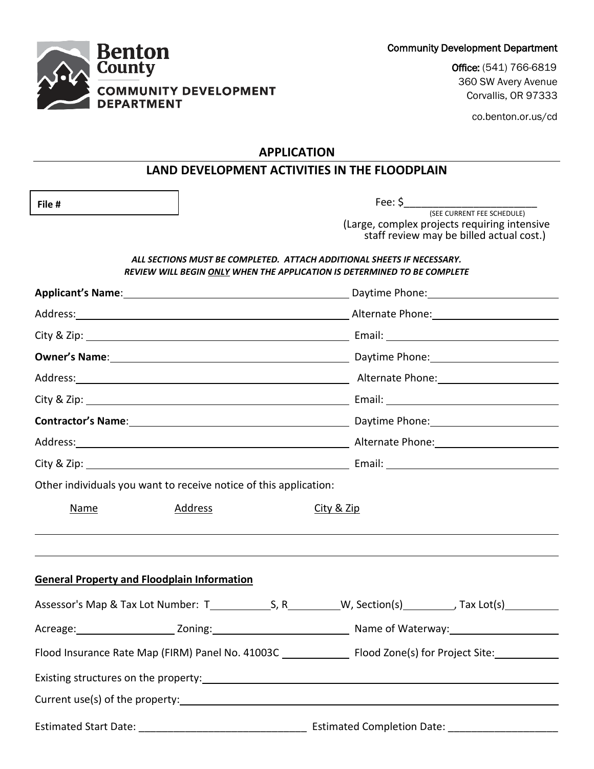Benton County
COMMUNITY DEVELOPMENT DEPARTMENT

Community Development Department

**Office:** (541) 766-6819
360 SW Avery Avenue
Corvallis, OR 97333

co.benton.or.us/cd

## APPLICATION

## LAND DEVELOPMENT ACTIVITIES IN THE FLOODPLAIN

**File #**

Fee: $\_\_\_\_\_\_\_\_\_\_\_\_\_\_\_\_\_\_\_\_\_\_
(SEE CURRENT FEE SCHEDULE)
(Large, complex projects requiring intensive staff review may be billed actual cost.)

***ALL SECTIONS MUST BE COMPLETED. ATTACH ADDITIONAL SHEETS IF NECESSARY.***
***REVIEW WILL BEGIN ONLY WHEN THE APPLICATION IS DETERMINED TO BE COMPLETE***

**Applicant's Name**: \_\_\_\_\_\_\_\_\_\_\_\_\_\_\_\_\_\_\_\_ Daytime Phone: \_\_\_\_\_\_\_\_\_\_\_\_

Address: \_\_\_\_\_\_\_\_\_\_\_\_\_\_\_\_\_\_\_\_ Alternate Phone: \_\_\_\_\_\_\_\_\_\_\_\_

City & Zip: \_\_\_\_\_\_\_\_\_\_\_\_\_\_\_\_\_\_\_\_ Email: \_\_\_\_\_\_\_\_\_\_\_\_

**Owner's Name**: \_\_\_\_\_\_\_\_\_\_\_\_\_\_\_\_\_\_\_\_ Daytime Phone: \_\_\_\_\_\_\_\_\_\_\_\_

Address: \_\_\_\_\_\_\_\_\_\_\_\_\_\_\_\_\_\_\_\_ Alternate Phone: \_\_\_\_\_\_\_\_\_\_\_\_

City & Zip: \_\_\_\_\_\_\_\_\_\_\_\_\_\_\_\_\_\_\_\_ Email: \_\_\_\_\_\_\_\_\_\_\_\_

**Contractor's Name**: \_\_\_\_\_\_\_\_\_\_\_\_\_\_\_\_\_\_\_\_ Daytime Phone: \_\_\_\_\_\_\_\_\_\_\_\_

Address: \_\_\_\_\_\_\_\_\_\_\_\_\_\_\_\_\_\_\_\_ Alternate Phone: \_\_\_\_\_\_\_\_\_\_\_\_

City & Zip: \_\_\_\_\_\_\_\_\_\_\_\_\_\_\_\_\_\_\_\_ Email: \_\_\_\_\_\_\_\_\_\_\_\_

Other individuals you want to receive notice of this application:

| Name | Address | City & Zip |
|---|---|---|
| | | |
| | | |

**General Property and Floodplain Information**

Assessor's Map & Tax Lot Number: T\_\_\_\_\_\_\_\_S, R\_\_\_\_\_\_\_\_W, Section(s)\_\_\_\_\_\_\_\_, Tax Lot(s)\_\_\_\_\_\_\_\_

Acreage: \_\_\_\_\_\_\_\_ Zoning: \_\_\_\_\_\_\_\_ Name of Waterway: \_\_\_\_\_\_\_\_

Flood Insurance Rate Map (FIRM) Panel No. 41003C \_\_\_\_\_\_\_\_ Flood Zone(s) for Project Site: \_\_\_\_\_\_\_\_

Existing structures on the property: \_\_\_\_\_\_\_\_\_\_\_\_\_\_\_\_\_\_\_\_

Current use(s) of the property: \_\_\_\_\_\_\_\_\_\_\_\_\_\_\_\_\_\_\_\_

Estimated Start Date: \_\_\_\_\_\_\_\_\_\_\_\_\_\_\_\_\_\_\_\_ Estimated Completion Date: \_\_\_\_\_\_\_\_\_\_\_\_\_\_\_\_\_\_\_\_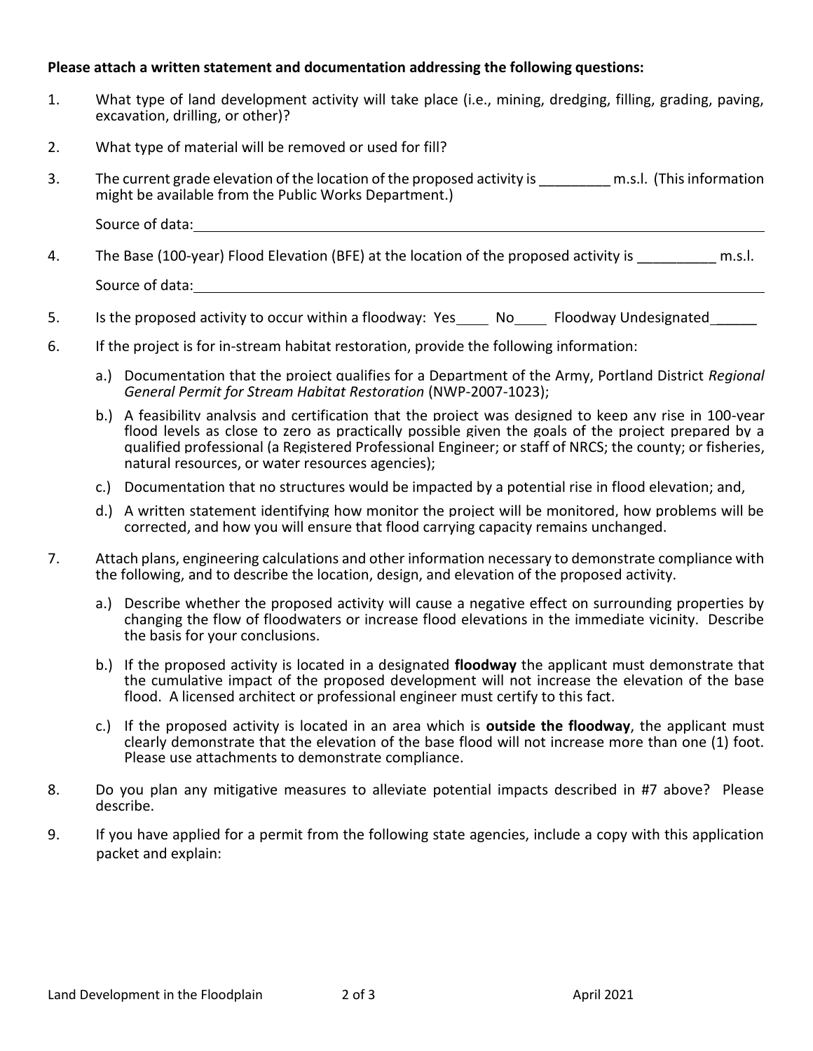**Please attach a written statement and documentation addressing the following questions:**

1. What type of land development activity will take place (i.e., mining, dredging, filling, grading, paving, excavation, drilling, or other)?

2. What type of material will be removed or used for fill?

3. The current grade elevation of the location of the proposed activity is _________ m.s.l. (This information might be available from the Public Works Department.)

   Source of data: ____________________________________________________________

4. The Base (100-year) Flood Elevation (BFE) at the location of the proposed activity is __________ m.s.l.

   Source of data: ____________________________________________________________

5. Is the proposed activity to occur within a floodway: Yes____ No____ Floodway Undesignated______

6. If the project is for in-stream habitat restoration, provide the following information:

   a.) Documentation that the project qualifies for a Department of the Army, Portland District *Regional General Permit for Stream Habitat Restoration* (NWP-2007-1023);

   b.) A feasibility analysis and certification that the project was designed to keep any rise in 100-year flood levels as close to zero as practically possible given the goals of the project prepared by a qualified professional (a Registered Professional Engineer; or staff of NRCS; the county; or fisheries, natural resources, or water resources agencies);

   c.) Documentation that no structures would be impacted by a potential rise in flood elevation; and,

   d.) A written statement identifying how monitor the project will be monitored, how problems will be corrected, and how you will ensure that flood carrying capacity remains unchanged.

7. Attach plans, engineering calculations and other information necessary to demonstrate compliance with the following, and to describe the location, design, and elevation of the proposed activity.

   a.) Describe whether the proposed activity will cause a negative effect on surrounding properties by changing the flow of floodwaters or increase flood elevations in the immediate vicinity. Describe the basis for your conclusions.

   b.) If the proposed activity is located in a designated **floodway** the applicant must demonstrate that the cumulative impact of the proposed development will not increase the elevation of the base flood. A licensed architect or professional engineer must certify to this fact.

   c.) If the proposed activity is located in an area which is **outside the floodway**, the applicant must clearly demonstrate that the elevation of the base flood will not increase more than one (1) foot. Please use attachments to demonstrate compliance.

8. Do you plan any mitigative measures to alleviate potential impacts described in #7 above? Please describe.

9. If you have applied for a permit from the following state agencies, include a copy with this application packet and explain: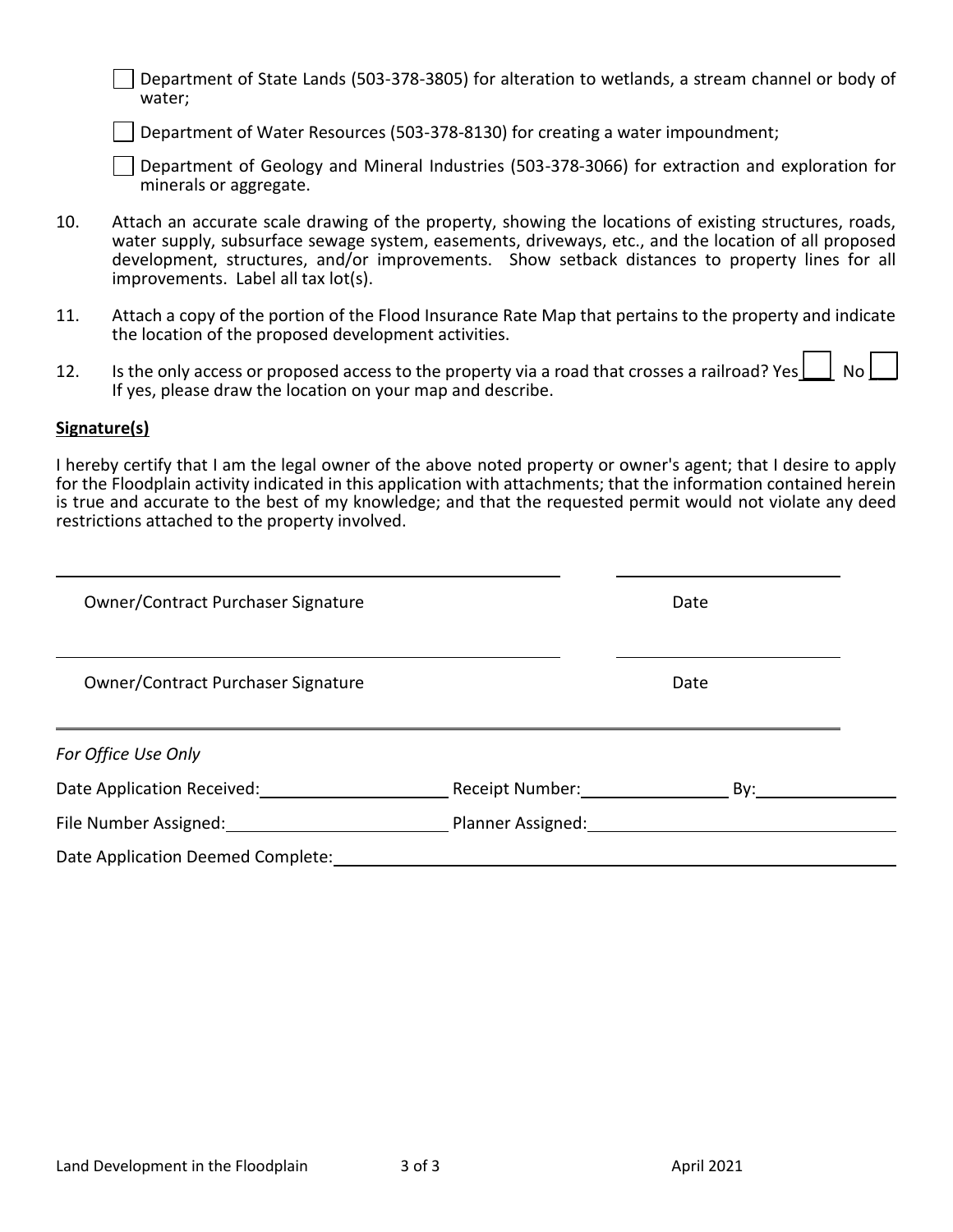- [ ] Department of State Lands (503-378-3805) for alteration to wetlands, a stream channel or body of water;
- [ ] Department of Water Resources (503-378-8130) for creating a water impoundment;
- [ ] Department of Geology and Mineral Industries (503-378-3066) for extraction and exploration for minerals or aggregate.

10. Attach an accurate scale drawing of the property, showing the locations of existing structures, roads, water supply, subsurface sewage system, easements, driveways, etc., and the location of all proposed development, structures, and/or improvements. Show setback distances to property lines for all improvements. Label all tax lot(s).

11. Attach a copy of the portion of the Flood Insurance Rate Map that pertains to the property and indicate the location of the proposed development activities.

12. Is the only access or proposed access to the property via a road that crosses a railroad? Yes ☐ No ☐
If yes, please draw the location on your map and describe.

**Signature(s)**

I hereby certify that I am the legal owner of the above noted property or owner's agent; that I desire to apply for the Floodplain activity indicated in this application with attachments; that the information contained herein is true and accurate to the best of my knowledge; and that the requested permit would not violate any deed restrictions attached to the property involved.

\_\_\_\_\_\_\_\_\_\_\_\_\_\_\_\_\_\_\_\_\_\_\_\_\_\_\_\_\_\_\_\_\_\_\_\_ \_\_\_\_\_\_\_\_\_\_\_\_\_\_\_\_\_\_\_\_

Owner/Contract Purchaser Signature Date

\_\_\_\_\_\_\_\_\_\_\_\_\_\_\_\_\_\_\_\_\_\_\_\_\_\_\_\_\_\_\_\_\_\_\_\_ \_\_\_\_\_\_\_\_\_\_\_\_\_\_\_\_\_\_\_\_

Owner/Contract Purchaser Signature Date

*For Office Use Only*

Date Application Received: \_\_\_\_\_\_\_\_\_\_\_\_\_\_\_\_ Receipt Number: \_\_\_\_\_\_\_\_\_\_\_\_ By: \_\_\_\_\_\_\_\_\_\_\_\_

File Number Assigned: \_\_\_\_\_\_\_\_\_\_\_\_\_\_\_\_ Planner Assigned: \_\_\_\_\_\_\_\_\_\_\_\_\_\_\_\_\_\_\_\_\_\_\_\_

Date Application Deemed Complete: \_\_\_\_\_\_\_\_\_\_\_\_\_\_\_\_\_\_\_\_\_\_\_\_\_\_\_\_\_\_\_\_\_\_\_\_\_\_\_\_

Land Development in the Floodplain April 2021